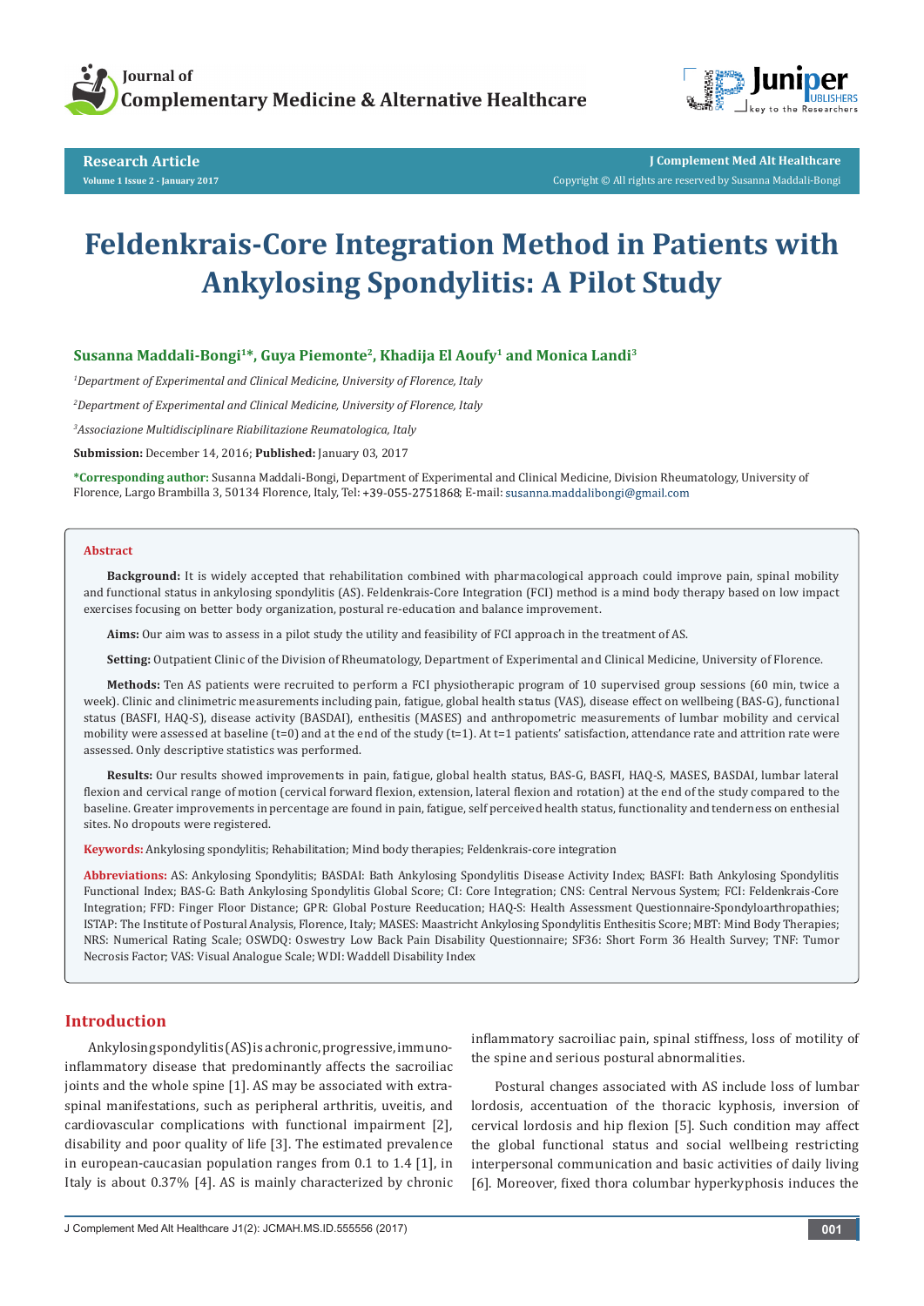Research Article

# Feldenkrais-Core Integration Method in Patients with Ankylosing Spondylitis: A Pilot Study

**Susanna Maddali-Bongi[1]*, Guya Piemonte[2], Khadija El Aoufy[1] and Monica Landi[3]**

[1]*Department of Experimental and Clinical Medicine, University of Florence, Italy*

[2]*Department of Experimental and Clinical Medicine, University of Florence, Italy*

[3]*Associazione Multidisciplinare Riabilitazione Reumatologica, Italy*

**Submission:** December 14, 2016; **Published:** January 03, 2017

**\*Corresponding author:** Susanna Maddali-Bongi, Department of Experimental and Clinical Medicine, Division Rheumatology, University of Florence, Largo Brambilla 3, 50134 Florence, Italy, Tel: +39-055-2751868; E-mail: susanna.maddalibongi@gmail.com

## Abstract

**Background:** It is widely accepted that rehabilitation combined with pharmacological approach could improve pain, spinal mobility and functional status in ankylosing spondylitis (AS). Feldenkrais-Core Integration (FCI) method is a mind body therapy based on low impact exercises focusing on better body organization, postural re-education and balance improvement.

**Aims:** Our aim was to assess in a pilot study the utility and feasibility of FCI approach in the treatment of AS.

**Setting:** Outpatient Clinic of the Division of Rheumatology, Department of Experimental and Clinical Medicine, University of Florence.

**Methods:** Ten AS patients were recruited to perform a FCI physiotherapic program of 10 supervised group sessions (60 min, twice a week). Clinic and clinimetric measurements including pain, fatigue, global health status (VAS), disease effect on wellbeing (BAS-G), functional status (BASFI, HAQ-S), disease activity (BASDAI), enthesitis (MASES) and anthropometric measurements of lumbar mobility and cervical mobility were assessed at baseline (t=0) and at the end of the study (t=1). At t=1 patients' satisfaction, attendance rate and attrition rate were assessed. Only descriptive statistics was performed.

**Results:** Our results showed improvements in pain, fatigue, global health status, BAS-G, BASFI, HAQ-S, MASES, BASDAI, lumbar lateral flexion and cervical range of motion (cervical forward flexion, extension, lateral flexion and rotation) at the end of the study compared to the baseline. Greater improvements in percentage are found in pain, fatigue, self perceived health status, functionality and tenderness on enthesial sites. No dropouts were registered.

**Keywords:** Ankylosing spondylitis; Rehabilitation; Mind body therapies; Feldenkrais-core integration

**Abbreviations:** AS: Ankylosing Spondylitis; BASDAI: Bath Ankylosing Spondylitis Disease Activity Index; BASFI: Bath Ankylosing Spondylitis Functional Index; BAS-G: Bath Ankylosing Spondylitis Global Score; CI: Core Integration; CNS: Central Nervous System; FCI: Feldenkrais-Core Integration; FFD: Finger Floor Distance; GPR: Global Posture Reeducation; HAQ-S: Health Assessment Questionnaire-Spondyloarthropathies; ISTAP: The Institute of Postural Analysis, Florence, Italy; MASES: Maastricht Ankylosing Spondylitis Enthesitis Score; MBT: Mind Body Therapies; NRS: Numerical Rating Scale; OSWDQ: Oswestry Low Back Pain Disability Questionnaire; SF36: Short Form 36 Health Survey; TNF: Tumor Necrosis Factor; VAS: Visual Analogue Scale; WDI: Waddell Disability Index

## Introduction

Ankylosing spondylitis (AS) is a chronic, progressive, immuno-inflammatory disease that predominantly affects the sacroiliac joints and the whole spine [1]. AS may be associated with extra-spinal manifestations, such as peripheral arthritis, uveitis, and cardiovascular complications with functional impairment [2], disability and poor quality of life [3]. The estimated prevalence in european-caucasian population ranges from 0.1 to 1.4 [1], in Italy is about 0.37% [4]. AS is mainly characterized by chronic inflammatory sacroiliac pain, spinal stiffness, loss of motility of the spine and serious postural abnormalities.

Postural changes associated with AS include loss of lumbar lordosis, accentuation of the thoracic kyphosis, inversion of cervical lordosis and hip flexion [5]. Such condition may affect the global functional status and social wellbeing restricting interpersonal communication and basic activities of daily living [6]. Moreover, fixed thora columbar hyperkyphosis induces the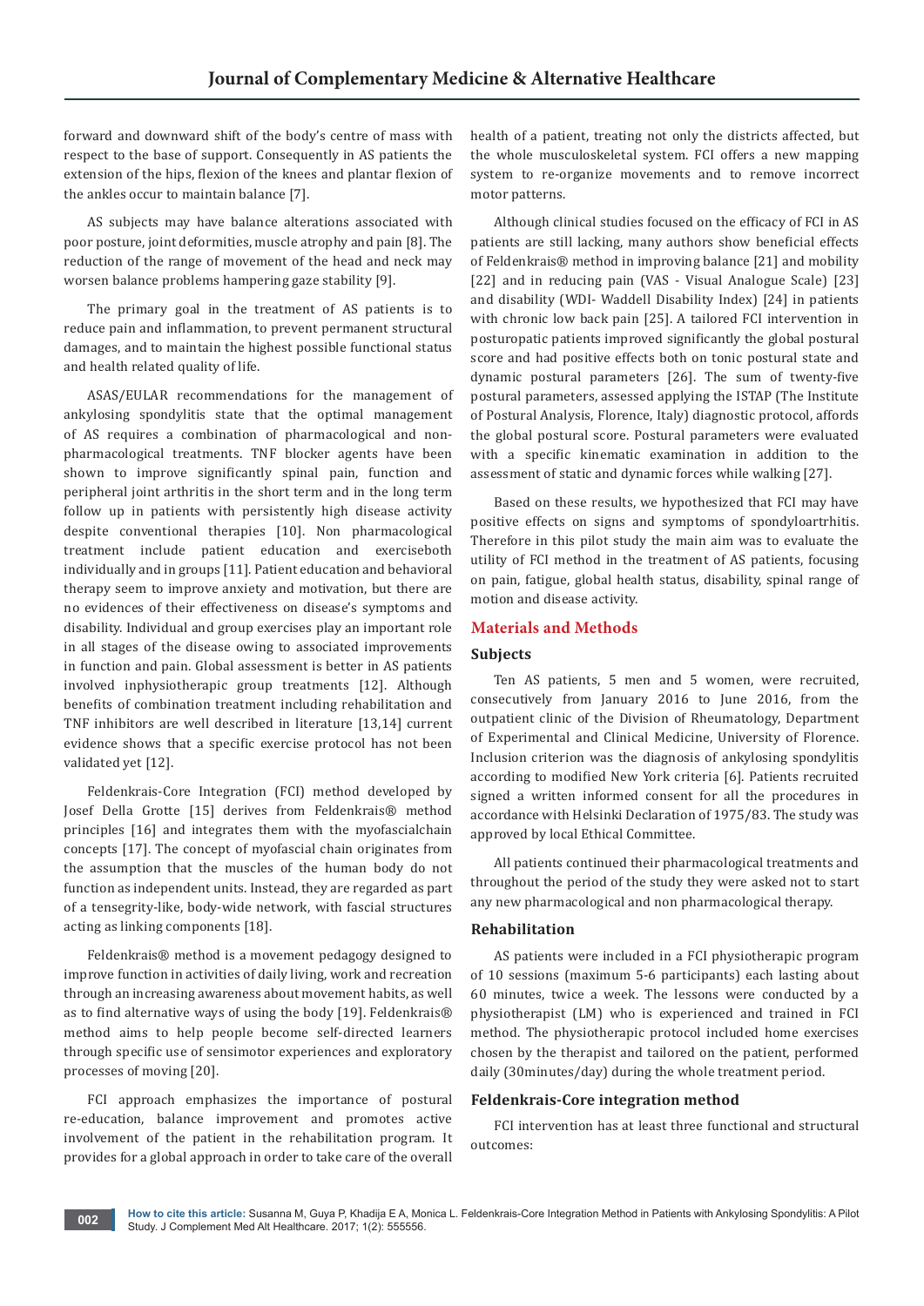forward and downward shift of the body's centre of mass with respect to the base of support. Consequently in AS patients the extension of the hips, flexion of the knees and plantar flexion of the ankles occur to maintain balance [7].

AS subjects may have balance alterations associated with poor posture, joint deformities, muscle atrophy and pain [8]. The reduction of the range of movement of the head and neck may worsen balance problems hampering gaze stability [9].

The primary goal in the treatment of AS patients is to reduce pain and inflammation, to prevent permanent structural damages, and to maintain the highest possible functional status and health related quality of life.

ASAS/EULAR recommendations for the management of ankylosing spondylitis state that the optimal management of AS requires a combination of pharmacological and non-pharmacological treatments. TNF blocker agents have been shown to improve significantly spinal pain, function and peripheral joint arthritis in the short term and in the long term follow up in patients with persistently high disease activity despite conventional therapies [10]. Non pharmacological treatment include patient education and exerciseboth individually and in groups [11]. Patient education and behavioral therapy seem to improve anxiety and motivation, but there are no evidences of their effectiveness on disease's symptoms and disability. Individual and group exercises play an important role in all stages of the disease owing to associated improvements in function and pain. Global assessment is better in AS patients involved inphysiotherapic group treatments [12]. Although benefits of combination treatment including rehabilitation and TNF inhibitors are well described in literature [13,14] current evidence shows that a specific exercise protocol has not been validated yet [12].

Feldenkrais-Core Integration (FCI) method developed by Josef Della Grotte [15] derives from Feldenkrais® method principles [16] and integrates them with the myofascialchain concepts [17]. The concept of myofascial chain originates from the assumption that the muscles of the human body do not function as independent units. Instead, they are regarded as part of a tensegrity-like, body-wide network, with fascial structures acting as linking components [18].

Feldenkrais® method is a movement pedagogy designed to improve function in activities of daily living, work and recreation through an increasing awareness about movement habits, as well as to find alternative ways of using the body [19]. Feldenkrais® method aims to help people become self-directed learners through specific use of sensimotor experiences and exploratory processes of moving [20].

FCI approach emphasizes the importance of postural re-education, balance improvement and promotes active involvement of the patient in the rehabilitation program. It provides for a global approach in order to take care of the overall health of a patient, treating not only the districts affected, but the whole musculoskeletal system. FCI offers a new mapping system to re-organize movements and to remove incorrect motor patterns.

Although clinical studies focused on the efficacy of FCI in AS patients are still lacking, many authors show beneficial effects of Feldenkrais® method in improving balance [21] and mobility [22] and in reducing pain (VAS - Visual Analogue Scale) [23] and disability (WDI- Waddell Disability Index) [24] in patients with chronic low back pain [25]. A tailored FCI intervention in posturopatic patients improved significantly the global postural score and had positive effects both on tonic postural state and dynamic postural parameters [26]. The sum of twenty-five postural parameters, assessed applying the ISTAP (The Institute of Postural Analysis, Florence, Italy) diagnostic protocol, affords the global postural score. Postural parameters were evaluated with a specific kinematic examination in addition to the assessment of static and dynamic forces while walking [27].

Based on these results, we hypothesized that FCI may have positive effects on signs and symptoms of spondyloartrhitis. Therefore in this pilot study the main aim was to evaluate the utility of FCI method in the treatment of AS patients, focusing on pain, fatigue, global health status, disability, spinal range of motion and disease activity.

## Materials and Methods

### Subjects

Ten AS patients, 5 men and 5 women, were recruited, consecutively from January 2016 to June 2016, from the outpatient clinic of the Division of Rheumatology, Department of Experimental and Clinical Medicine, University of Florence. Inclusion criterion was the diagnosis of ankylosing spondylitis according to modified New York criteria [6]. Patients recruited signed a written informed consent for all the procedures in accordance with Helsinki Declaration of 1975/83. The study was approved by local Ethical Committee.

All patients continued their pharmacological treatments and throughout the period of the study they were asked not to start any new pharmacological and non pharmacological therapy.

### Rehabilitation

AS patients were included in a FCI physiotherapic program of 10 sessions (maximum 5-6 participants) each lasting about 60 minutes, twice a week. The lessons were conducted by a physiotherapist (LM) who is experienced and trained in FCI method. The physiotherapic protocol included home exercises chosen by the therapist and tailored on the patient, performed daily (30minutes/day) during the whole treatment period.

### Feldenkrais-Core integration method

FCI intervention has at least three functional and structural outcomes: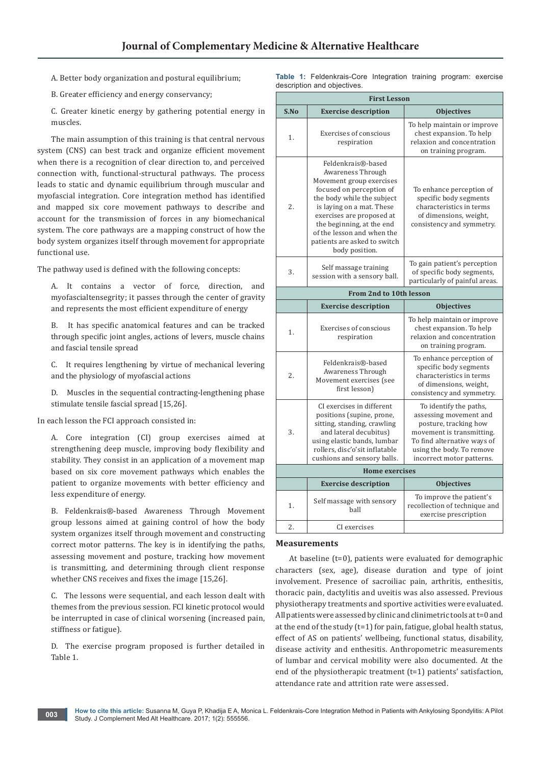A. Better body organization and postural equilibrium;

B. Greater efficiency and energy conservancy;

C. Greater kinetic energy by gathering potential energy in muscles.

The main assumption of this training is that central nervous system (CNS) can best track and organize efficient movement when there is a recognition of clear direction to, and perceived connection with, functional-structural pathways. The process leads to static and dynamic equilibrium through muscular and myofascial integration. Core integration method has identified and mapped six core movement pathways to describe and account for the transmission of forces in any biomechanical system. The core pathways are a mapping construct of how the body system organizes itself through movement for appropriate functional use.

The pathway used is defined with the following concepts:

A. It contains a vector of force, direction, and myofascialtensegrity; it passes through the center of gravity and represents the most efficient expenditure of energy

B. It has specific anatomical features and can be tracked through specific joint angles, actions of levers, muscle chains and fascial tensile spread

C. It requires lengthening by virtue of mechanical levering and the physiology of myofascial actions

D. Muscles in the sequential contracting-lengthening phase stimulate tensile fascial spread [15,26].

In each lesson the FCI approach consisted in:

A. Core integration (CI) group exercises aimed at strengthening deep muscle, improving body flexibility and stability. They consist in an application of a movement map based on six core movement pathways which enables the patient to organize movements with better efficiency and less expenditure of energy.

B. Feldenkrais®-based Awareness Through Movement group lessons aimed at gaining control of how the body system organizes itself through movement and constructing correct motor patterns. The key is in identifying the paths, assessing movement and posture, tracking how movement is transmitting, and determining through client response whether CNS receives and fixes the image [15,26].

C. The lessons were sequential, and each lesson dealt with themes from the previous session. FCI kinetic protocol would be interrupted in case of clinical worsening (increased pain, stiffness or fatigue).

D. The exercise program proposed is further detailed in Table 1.

**Table 1:** Feldenkrais-Core Integration training program: exercise description and objectives.

| **First Lesson** | | |
|---|---|---|
| **S.No** | **Exercise description** | **Objectives** |
| 1. | Exercises of conscious respiration | To help maintain or improve chest expansion. To help relaxion and concentration on training program. |
| 2. | Feldenkrais®-based Awareness Through Movement group exercises focused on perception of the body while the subject is laying on a mat. These exercises are proposed at the beginning, at the end of the lesson and when the patients are asked to switch body position. | To enhance perception of specific body segments characteristics in terms of dimensions, weight, consistency and symmetry. |
| 3. | Self massage training session with a sensory ball. | To gain patient's perception of specific body segments, particularly of painful areas. |
| **From 2nd to 10th lesson** | | |
| | **Exercise description** | **Objectives** |
| 1. | Exercises of conscious respiration | To help maintain or improve chest expansion. To help relaxion and concentration on training program. |
| 2. | Feldenkrais®-based Awareness Through Movement exercises (see first lesson) | To enhance perception of specific body segments characteristics in terms of dimensions, weight, consistency and symmetry. |
| 3. | CI exercises in different positions (supine, prone, sitting, standing, crawling and lateral decubitus) using elastic bands, lumbar rollers, disc'o'sit inflatable cushions and sensory balls. | To identify the paths, assessing movement and posture, tracking how movement is transmitting. To find alternative ways of using the body. To remove incorrect motor patterns. |
| **Home exercises** | | |
| | **Exercise description** | **Objectives** |
| 1. | Self massage with sensory ball | To improve the patient's recollection of technique and exercise prescription |
| 2. | CI exercises | |

## Measurements

At baseline (t=0), patients were evaluated for demographic characters (sex, age), disease duration and type of joint involvement. Presence of sacroiliac pain, arthritis, enthesitis, thoracic pain, dactylitis and uveitis was also assessed. Previous physiotherapy treatments and sportive activities were evaluated. All patients were assessed by clinic and clinimetric tools at t=0 and at the end of the study (t=1) for pain, fatigue, global health status, effect of AS on patients' wellbeing, functional status, disability, disease activity and enthesitis. Anthropometric measurements of lumbar and cervical mobility were also documented. At the end of the physiotherapic treatment (t=1) patients' satisfaction, attendance rate and attrition rate were assessed.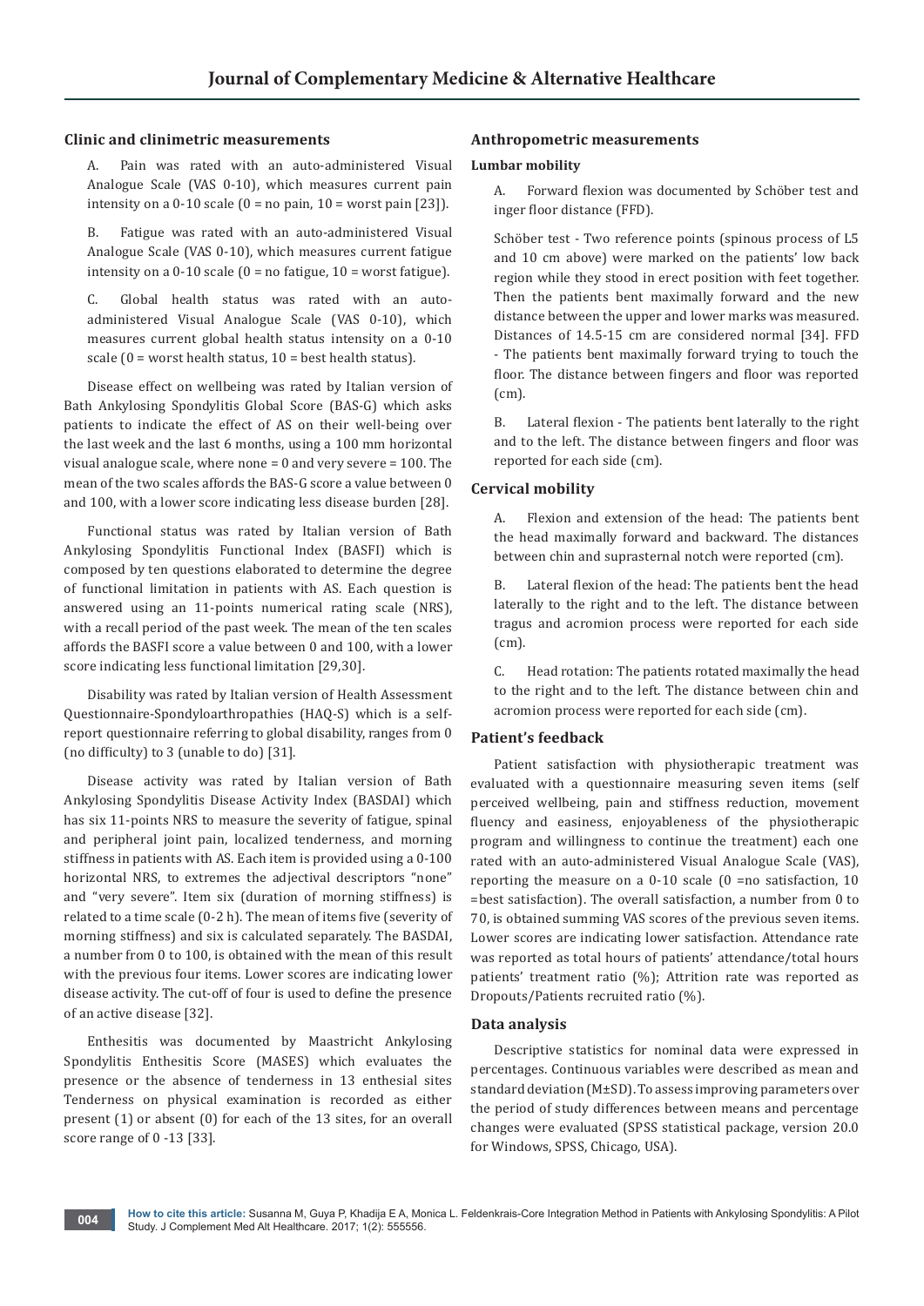### Clinic and clinimetric measurements

A. Pain was rated with an auto-administered Visual Analogue Scale (VAS 0-10), which measures current pain intensity on a 0-10 scale (0 = no pain, 10 = worst pain [23]).

B. Fatigue was rated with an auto-administered Visual Analogue Scale (VAS 0-10), which measures current fatigue intensity on a 0-10 scale (0 = no fatigue, 10 = worst fatigue).

C. Global health status was rated with an auto-administered Visual Analogue Scale (VAS 0-10), which measures current global health status intensity on a 0-10 scale (0 = worst health status, 10 = best health status).

Disease effect on wellbeing was rated by Italian version of Bath Ankylosing Spondylitis Global Score (BAS-G) which asks patients to indicate the effect of AS on their well-being over the last week and the last 6 months, using a 100 mm horizontal visual analogue scale, where none = 0 and very severe = 100. The mean of the two scales affords the BAS-G score a value between 0 and 100, with a lower score indicating less disease burden [28].

Functional status was rated by Italian version of Bath Ankylosing Spondylitis Functional Index (BASFI) which is composed by ten questions elaborated to determine the degree of functional limitation in patients with AS. Each question is answered using an 11-points numerical rating scale (NRS), with a recall period of the past week. The mean of the ten scales affords the BASFI score a value between 0 and 100, with a lower score indicating less functional limitation [29,30].

Disability was rated by Italian version of Health Assessment Questionnaire-Spondyloarthropathies (HAQ-S) which is a self-report questionnaire referring to global disability, ranges from 0 (no difficulty) to 3 (unable to do) [31].

Disease activity was rated by Italian version of Bath Ankylosing Spondylitis Disease Activity Index (BASDAI) which has six 11-points NRS to measure the severity of fatigue, spinal and peripheral joint pain, localized tenderness, and morning stiffness in patients with AS. Each item is provided using a 0-100 horizontal NRS, to extremes the adjectival descriptors "none" and "very severe". Item six (duration of morning stiffness) is related to a time scale (0-2 h). The mean of items five (severity of morning stiffness) and six is calculated separately. The BASDAI, a number from 0 to 100, is obtained with the mean of this result with the previous four items. Lower scores are indicating lower disease activity. The cut-off of four is used to define the presence of an active disease [32].

Enthesitis was documented by Maastricht Ankylosing Spondylitis Enthesitis Score (MASES) which evaluates the presence or the absence of tenderness in 13 enthesial sites Tenderness on physical examination is recorded as either present (1) or absent (0) for each of the 13 sites, for an overall score range of 0 -13 [33].

### Anthropometric measurements

#### Lumbar mobility

A. Forward flexion was documented by Schöber test and inger floor distance (FFD).

Schöber test - Two reference points (spinous process of L5 and 10 cm above) were marked on the patients' low back region while they stood in erect position with feet together. Then the patients bent maximally forward and the new distance between the upper and lower marks was measured. Distances of 14.5-15 cm are considered normal [34]. FFD - The patients bent maximally forward trying to touch the floor. The distance between fingers and floor was reported (cm).

B. Lateral flexion - The patients bent laterally to the right and to the left. The distance between fingers and floor was reported for each side (cm).

### Cervical mobility

A. Flexion and extension of the head: The patients bent the head maximally forward and backward. The distances between chin and suprasternal notch were reported (cm).

B. Lateral flexion of the head: The patients bent the head laterally to the right and to the left. The distance between tragus and acromion process were reported for each side (cm).

C. Head rotation: The patients rotated maximally the head to the right and to the left. The distance between chin and acromion process were reported for each side (cm).

### Patient's feedback

Patient satisfaction with physiotherapic treatment was evaluated with a questionnaire measuring seven items (self perceived wellbeing, pain and stiffness reduction, movement fluency and easiness, enjoyableness of the physiotherapic program and willingness to continue the treatment) each one rated with an auto-administered Visual Analogue Scale (VAS), reporting the measure on a 0-10 scale (0 =no satisfaction, 10 =best satisfaction). The overall satisfaction, a number from 0 to 70, is obtained summing VAS scores of the previous seven items. Lower scores are indicating lower satisfaction. Attendance rate was reported as total hours of patients' attendance/total hours patients' treatment ratio (%); Attrition rate was reported as Dropouts/Patients recruited ratio (%).

### Data analysis

Descriptive statistics for nominal data were expressed in percentages. Continuous variables were described as mean and standard deviation (M±SD). To assess improving parameters over the period of study differences between means and percentage changes were evaluated (SPSS statistical package, version 20.0 for Windows, SPSS, Chicago, USA).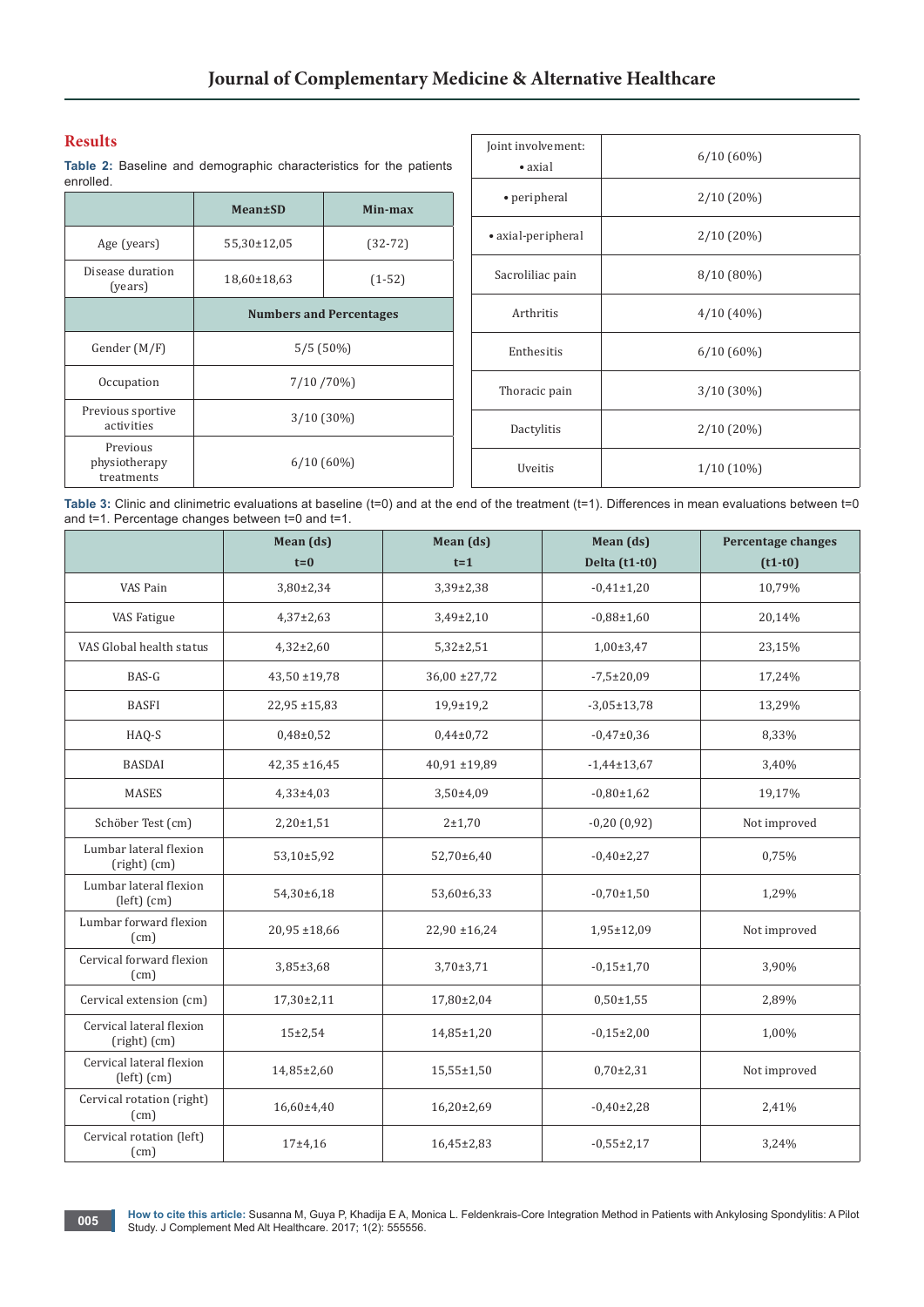## Results

**Table 2:** Baseline and demographic characteristics for the patients enrolled.

| | Mean±SD | Min-max |
|---|---|---|
| Age (years) | 55,30±12,05 | (32-72) |
| Disease duration (years) | 18,60±18,63 | (1-52) |
| | Numbers and Percentages | |
| Gender (M/F) | 5/5 (50%) | |
| Occupation | 7/10 /70%) | |
| Previous sportive activities | 3/10 (30%) | |
| Previous physiotherapy treatments | 6/10 (60%) | |
| Joint involvement: • axial | 6/10 (60%) | |
| • peripheral | 2/10 (20%) | |
| • axial-peripheral | 2/10 (20%) | |
| Sacroliliac pain | 8/10 (80%) | |
| Arthritis | 4/10 (40%) | |
| Enthesitis | 6/10 (60%) | |
| Thoracic pain | 3/10 (30%) | |
| Dactylitis | 2/10 (20%) | |
| Uveitis | 1/10 (10%) | |

**Table 3:** Clinic and clinimetric evaluations at baseline (t=0) and at the end of the treatment (t=1). Differences in mean evaluations between t=0 and t=1. Percentage changes between t=0 and t=1.

| | Mean (ds) t=0 | Mean (ds) t=1 | Mean (ds) Delta (t1-t0) | Percentage changes (t1-t0) |
|---|---|---|---|---|
| VAS Pain | 3,80±2,34 | 3,39±2,38 | -0,41±1,20 | 10,79% |
| VAS Fatigue | 4,37±2,63 | 3,49±2,10 | -0,88±1,60 | 20,14% |
| VAS Global health status | 4,32±2,60 | 5,32±2,51 | 1,00±3,47 | 23,15% |
| BAS-G | 43,50 ±19,78 | 36,00 ±27,72 | -7,5±20,09 | 17,24% |
| BASFI | 22,95 ±15,83 | 19,9±19,2 | -3,05±13,78 | 13,29% |
| HAQ-S | 0,48±0,52 | 0,44±0,72 | -0,47±0,36 | 8,33% |
| BASDAI | 42,35 ±16,45 | 40,91 ±19,89 | -1,44±13,67 | 3,40% |
| MASES | 4,33±4,03 | 3,50±4,09 | -0,80±1,62 | 19,17% |
| Schöber Test (cm) | 2,20±1,51 | 2±1,70 | -0,20 (0,92) | Not improved |
| Lumbar lateral flexion (right) (cm) | 53,10±5,92 | 52,70±6,40 | -0,40±2,27 | 0,75% |
| Lumbar lateral flexion (left) (cm) | 54,30±6,18 | 53,60±6,33 | -0,70±1,50 | 1,29% |
| Lumbar forward flexion (cm) | 20,95 ±18,66 | 22,90 ±16,24 | 1,95±12,09 | Not improved |
| Cervical forward flexion (cm) | 3,85±3,68 | 3,70±3,71 | -0,15±1,70 | 3,90% |
| Cervical extension (cm) | 17,30±2,11 | 17,80±2,04 | 0,50±1,55 | 2,89% |
| Cervical lateral flexion (right) (cm) | 15±2,54 | 14,85±1,20 | -0,15±2,00 | 1,00% |
| Cervical lateral flexion (left) (cm) | 14,85±2,60 | 15,55±1,50 | 0,70±2,31 | Not improved |
| Cervical rotation (right) (cm) | 16,60±4,40 | 16,20±2,69 | -0,40±2,28 | 2,41% |
| Cervical rotation (left) (cm) | 17±4,16 | 16,45±2,83 | -0,55±2,17 | 3,24% |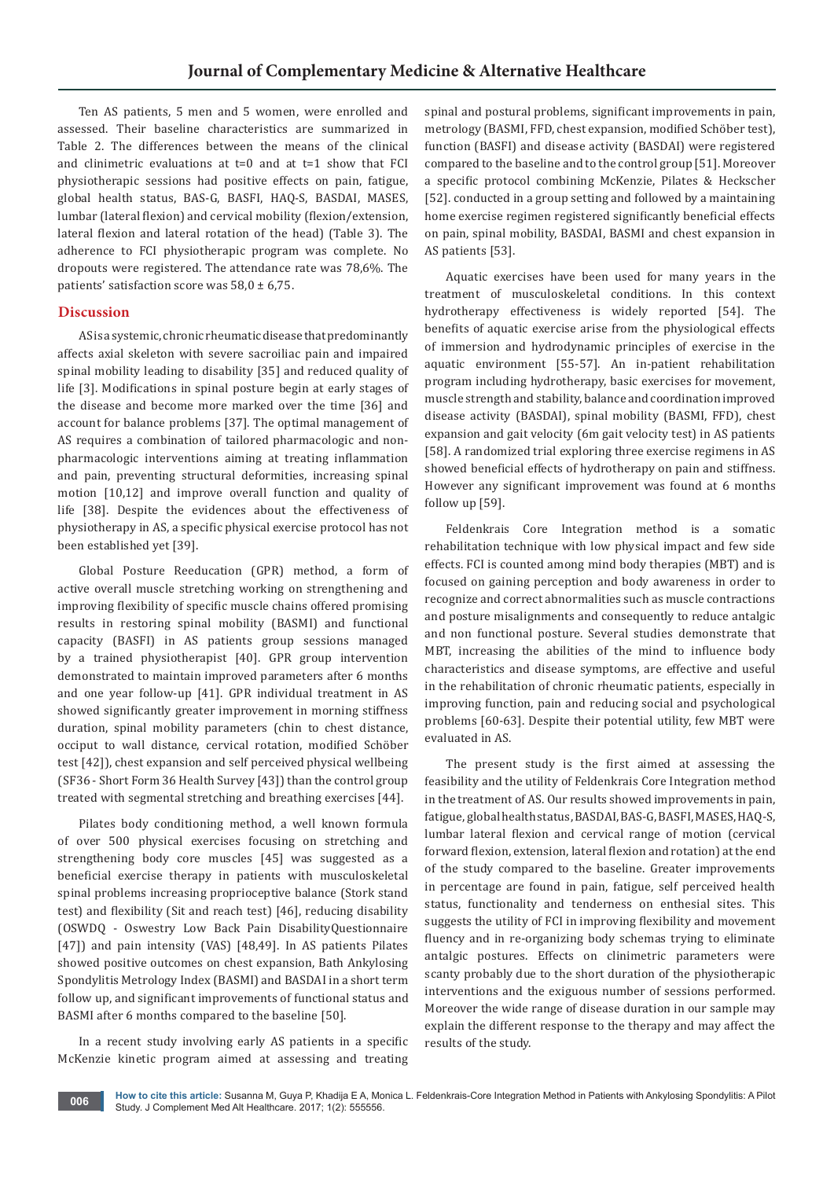Ten AS patients, 5 men and 5 women, were enrolled and assessed. Their baseline characteristics are summarized in Table 2. The differences between the means of the clinical and clinimetric evaluations at t=0 and at t=1 show that FCI physiotherapic sessions had positive effects on pain, fatigue, global health status, BAS-G, BASFI, HAQ-S, BASDAI, MASES, lumbar (lateral flexion) and cervical mobility (flexion/extension, lateral flexion and lateral rotation of the head) (Table 3). The adherence to FCI physiotherapic program was complete. No dropouts were registered. The attendance rate was 78,6%. The patients' satisfaction score was 58,0 ± 6,75.

## Discussion

AS is a systemic, chronic rheumatic disease that predominantly affects axial skeleton with severe sacroiliac pain and impaired spinal mobility leading to disability [35] and reduced quality of life [3]. Modifications in spinal posture begin at early stages of the disease and become more marked over the time [36] and account for balance problems [37]. The optimal management of AS requires a combination of tailored pharmacologic and non-pharmacologic interventions aiming at treating inflammation and pain, preventing structural deformities, increasing spinal motion [10,12] and improve overall function and quality of life [38]. Despite the evidences about the effectiveness of physiotherapy in AS, a specific physical exercise protocol has not been established yet [39].

Global Posture Reeducation (GPR) method, a form of active overall muscle stretching working on strengthening and improving flexibility of specific muscle chains offered promising results in restoring spinal mobility (BASMI) and functional capacity (BASFI) in AS patients group sessions managed by a trained physiotherapist [40]. GPR group intervention demonstrated to maintain improved parameters after 6 months and one year follow-up [41]. GPR individual treatment in AS showed significantly greater improvement in morning stiffness duration, spinal mobility parameters (chin to chest distance, occiput to wall distance, cervical rotation, modified Schöber test [42]), chest expansion and self perceived physical wellbeing (SF36 - Short Form 36 Health Survey [43]) than the control group treated with segmental stretching and breathing exercises [44].

Pilates body conditioning method, a well known formula of over 500 physical exercises focusing on stretching and strengthening body core muscles [45] was suggested as a beneficial exercise therapy in patients with musculoskeletal spinal problems increasing proprioceptive balance (Stork stand test) and flexibility (Sit and reach test) [46], reducing disability (OSWDQ - Oswestry Low Back Pain Disability Questionnaire [47]) and pain intensity (VAS) [48,49]. In AS patients Pilates showed positive outcomes on chest expansion, Bath Ankylosing Spondylitis Metrology Index (BASMI) and BASDAI in a short term follow up, and significant improvements of functional status and BASMI after 6 months compared to the baseline [50].

In a recent study involving early AS patients in a specific McKenzie kinetic program aimed at assessing and treating spinal and postural problems, significant improvements in pain, metrology (BASMI, FFD, chest expansion, modified Schöber test), function (BASFI) and disease activity (BASDAI) were registered compared to the baseline and to the control group [51]. Moreover a specific protocol combining McKenzie, Pilates & Heckscher [52]. conducted in a group setting and followed by a maintaining home exercise regimen registered significantly beneficial effects on pain, spinal mobility, BASDAI, BASMI and chest expansion in AS patients [53].

Aquatic exercises have been used for many years in the treatment of musculoskeletal conditions. In this context hydrotherapy effectiveness is widely reported [54]. The benefits of aquatic exercise arise from the physiological effects of immersion and hydrodynamic principles of exercise in the aquatic environment [55-57]. An in-patient rehabilitation program including hydrotherapy, basic exercises for movement, muscle strength and stability, balance and coordination improved disease activity (BASDAI), spinal mobility (BASMI, FFD), chest expansion and gait velocity (6m gait velocity test) in AS patients [58]. A randomized trial exploring three exercise regimens in AS showed beneficial effects of hydrotherapy on pain and stiffness. However any significant improvement was found at 6 months follow up [59].

Feldenkrais Core Integration method is a somatic rehabilitation technique with low physical impact and few side effects. FCI is counted among mind body therapies (MBT) and is focused on gaining perception and body awareness in order to recognize and correct abnormalities such as muscle contractions and posture misalignments and consequently to reduce antalgic and non functional posture. Several studies demonstrate that MBT, increasing the abilities of the mind to influence body characteristics and disease symptoms, are effective and useful in the rehabilitation of chronic rheumatic patients, especially in improving function, pain and reducing social and psychological problems [60-63]. Despite their potential utility, few MBT were evaluated in AS.

The present study is the first aimed at assessing the feasibility and the utility of Feldenkrais Core Integration method in the treatment of AS. Our results showed improvements in pain, fatigue, global health status, BASDAI, BAS-G, BASFI, MASES, HAQ-S, lumbar lateral flexion and cervical range of motion (cervical forward flexion, extension, lateral flexion and rotation) at the end of the study compared to the baseline. Greater improvements in percentage are found in pain, fatigue, self perceived health status, functionality and tenderness on enthesial sites. This suggests the utility of FCI in improving flexibility and movement fluency and in re-organizing body schemas trying to eliminate antalgic postures. Effects on clinimetric parameters were scanty probably due to the short duration of the physiotherapic interventions and the exiguous number of sessions performed. Moreover the wide range of disease duration in our sample may explain the different response to the therapy and may affect the results of the study.

**How to cite this article:** Susanna M, Guya P, Khadija E A, Monica L. Feldenkrais-Core Integration Method in Patients with Ankylosing Spondylitis: A Pilot Study. J Complement Med Alt Healthcare. 2017; 1(2): 555556.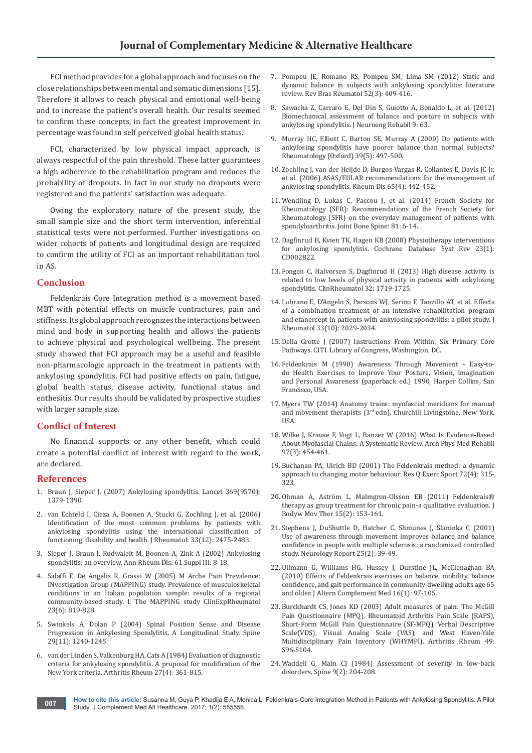FCI method provides for a global approach and focuses on the close relationships between mental and somatic dimensions [15]. Therefore it allows to reach physical and emotional well-being and to increase the patient's overall health. Our results seemed to confirm these concepts, in fact the greatest improvement in percentage was found in self perceived global health status.

FCI, characterized by low physical impact approach, is always respectful of the pain threshold. These latter guarantees a high adherence to the rehabilitation program and reduces the probability of dropouts. In fact in our study no dropouts were registered and the patients' satisfaction was adequate.

Owing the exploratory nature of the present study, the small sample size and the short term intervention, inferential statistical tests were not performed. Further investigations on wider cohorts of patients and longitudinal design are required to confirm the utility of FCI as an important rehabilitation tool in AS.

## Conclusion

Feldenkrais Core Integration method is a movement based MBT with potential effects on muscle contractures, pain and stiffness. Its global approach recognizes the interactions between mind and body in supporting health and allows the patients to achieve physical and psychological wellbeing. The present study showed that FCI approach may be a useful and feasible non-pharmacologic approach in the treatment in patients with ankylosing spondylitis. FCI had positive effects on pain, fatigue, global health status, disease activity, functional status and enthesitis. Our results should be validated by prospective studies with larger sample size.

## Conflict of Interest

No financial supports or any other benefit, which could create a potential conflict of interest with regard to the work, are declared.

## References

1. Braun J, Sieper J. (2007) Ankylosing spondylitis. Lancet 369(9570): 1379-1390.
2. van Echteld I, Cieza A, Boonen A, Stucki G, Zochling J, et al. (2006) Identification of the most common problems by patients with ankylosing spondylitis using the international classification of functioning, disability and health. J Rheumatol: 33(12): 2475-2483.
3. Sieper J, Braun J, Rudwaleit M, Boonen A, Zink A (2002) Ankylosing spondylitis: an overview. Ann Rheum Dis: 61 Suppl III: 8-18.
4. Salaffi F, De Angelis R, Grassi W (2005) M Arche Pain Prevalence; INvestigation Group (MAPPING) study. Prevalence of musculoskeletal conditions in an Italian population sample: results of a regional community-based study. I. The MAPPING study ClinExpRheumatol 23(6): 819-828.
5. Swinkels A, Dolan P (2004) Spinal Position Sense and Disease Progression in Ankylosing Spondylitis, A Longitudinal Study. Spine 29(11): 1240-1245.
6. van der Linden S, Valkenburg HA, Cats A (1984) Evaluation of diagnostic criteria for ankylosing spondylitis. A proposal for modification of the New York criteria. Arthritis Rheum 27(4): 361-815.
7. Pompeu JE, Romano RS, Pompeu SM, Lima SM (2012) Static and dynamic balance in subjects with ankylosing spondylitis: literature review. Rev Bras Reumatol 52(3): 409-416.
8. Sawacha Z, Carraro E, Del Din S, Guiotto A, Bonaldo L, et al. (2012) Biomechanical assessment of balance and posture in subjects with ankylosing spondylitis. J Neuroeng Rehabil 9: 63.
9. Murray HC, Elliott C, Barton SE, Murray A (2000) Do patients with ankylosing spondylitis have poorer balance than normal subjects? Rheumatology (Oxford) 39(5): 497-500.
10. Zochling J, van der Heijde D, Burgos-Vargas R, Collantes E, Davis JC Jr, et al. (2006) ASAS/EULAR recommendations for the management of ankylosing spondylitis. Rheum Dis 65(4): 442-452.
11. Wendling D, Lukas C, Paccou J, et al. (2014) French Society for Rheumatology (SFR): Recommendations of the French Society for Rheumatology (SFR) on the everyday management of patients with spondyloarthritis. Joint Bone Spine: 81: 6-14.
12. Dagfinrud H, Kvien TK, Hagen KB (2008) Physiotherapy interventions for ankylosing spondylitis. Cochrane Database Syst Rev 23(1): CD002822.
13. Fongen C, Halvorsen S, Dagfinrud H (2013) High disease activity is related to low levels of physical activity in patients with ankylosing spondylitis. ClinRheumatol 32: 1719-1725.
14. Lubrano E, D'Angelo S, Parsons WJ, Serino F, Tanzillo AT, et al. Effects of a combination treatment of an intensive rehabilitation program and etanercept in patients with ankylosing spondylitis: a pilot study. J Rheumatol 33(10): 2029-2034.
15. Della Grotte J (2007) Instructions From Within: Six Primary Core Pathways. CITI. Library of Congress, Washington, DC.
16. Feldenkrais M (1990) Awareness Through Movement - Easy-to-do Health Exercises to Improve Your Posture, Vision, Imagination and Personal Awareness (paperback ed.) 1990, Harper Collins, San Francisco, USA.
17. Myers TW (2014) Anatomy trains: myofascial meridians for manual and movement therapists (3rd edn), Churchill Livingstone, New York, USA.
18. Wilke J, Krause F, Vogt L, Banzer W (2016) What Is Evidence-Based About Myofascial Chains: A Systematic Review. Arch Phys Med Rehabil 97(3): 454-461.
19. Buchanan PA, Ulrich BD (2001) The Feldenkrais method: a dynamic approach to changing motor behaviour. Res Q Exerc Sport 72(4): 315-323.
20. Ohman A, Aström L, Malmgren-Olsson EB (2011) Feldenkrais® therapy as group treatment for chronic pain-a qualitative evaluation. J Bodyw Mov Ther 15(2): 153-161.
21. Stephens J, DuShuttle D, Hatcher C, Shmunes J, Slaninka C (2001) Use of awareness through movement improves balance and balance confidence in people with multiple sclerosis: a randomized controlled study. Neurology Report 25(2): 39-49.
22. Ullmann G, Williams HG, Hussey J, Durstine JL, McClenaghan BA (2010) Effects of Feldenkrais exercises on balance, mobility, balance confidence, and gait performance in community-dwelling adults age 65 and older. J Altern Complement Med 16(1): 97-105.
23. Burckhardt CS, Jones KD (2003) Adult measures of pain: The McGill Pain Questionnaire (MPQ), Rheumatoid Arthritis Pain Scale (RAPS), Short-Form McGill Pain Questionnaire (SF-MPQ), Verbal Descriptive Scale(VDS), Visual Analog Scale (VAS), and West Haven-Yale Multidisciplinary Pain Inventory (WHYMPI). Arthritis Rheum 49: S96-S104.
24. Waddell G, Main CJ (1984) Assessment of severity in low-back disorders. Spine 9(2): 204-208.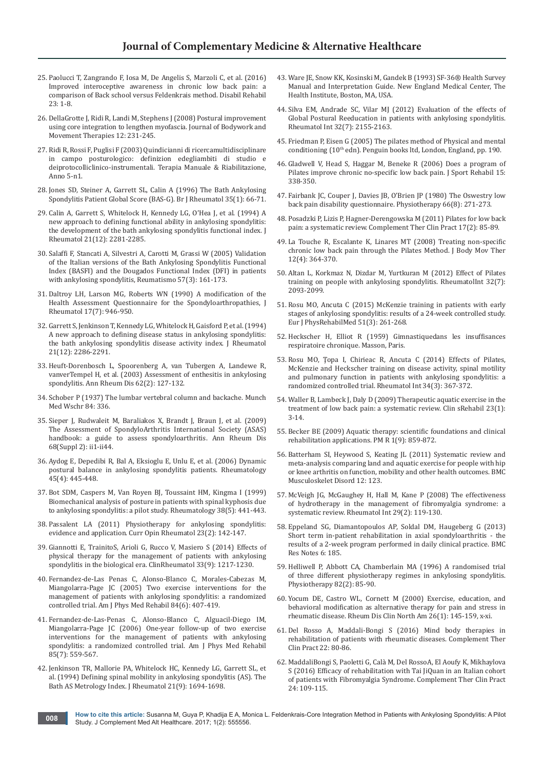25. Paolucci T, Zangrando F, Iosa M, De Angelis S, Marzoli C, et al. (2016) Improved interoceptive awareness in chronic low back pain: a comparison of Back school versus Feldenkrais method. Disabil Rehabil 23: 1-8.
26. DellaGrotte J, Ridi R, Landi M, Stephens J (2008) Postural improvement using core integration to lengthen myofascia. Journal of Bodywork and Movement Therapies 12: 231-245.
27. Ridi R, Rossi F, Puglisi F (2003) Quindicianni di ricercamultidisciplinare in campo posturologico: definizion edegliambiti di studio e deiprotocolliclinico-instrumentali. Terapia Manuale & Riabilitazione, Anno 5-n1.
28. Jones SD, Steiner A, Garrett SL, Calin A (1996) The Bath Ankylosing Spondylitis Patient Global Score (BAS-G). Br J Rheumatol 35(1): 66-71.
29. Calin A, Garrett S, Whitelock H, Kennedy LG, O'Hea J, et al. (1994) A new approach to defining functional ability in ankylosing spondylitis: the development of the bath ankylosing spondylitis functional index. J Rheumatol 21(12): 2281-2285.
30. Salaffi F, Stancati A, Silvestri A, Carotti M, Grassi W (2005) Validation of the Italian versions of the Bath Ankylosing Spondylitis Functional Index (BASFI) and the Dougados Functional Index (DFI) in patients with ankylosing spondylitis, Reumatismo 57(3): 161-173.
31. Daltroy LH, Larson MG, Roberts WN (1990) A modification of the Health Assessment Questionnaire for the Spondyloarthropathies, J Rheumatol 17(7): 946-950.
32. Garrett S, Jenkinson T, Kennedy LG, Whitelock H, Gaisford P, et al. (1994) A new approach to defining disease status in ankylosing spondylitis: the bath ankylosing spondylitis disease activity index. J Rheumatol 21(12): 2286-2291.
33. Heuft-Dorenbosch L, Spoorenberg A, van Tubergen A, Landewe R, vanverTempel H, et al. (2003) Assessment of enthesitis in ankylosing spondylitis. Ann Rheum Dis 62(2): 127-132.
34. Schober P (1937) The lumbar vertebral column and backache. Munch Med Wschr 84: 336.
35. Sieper J, Rudwaleit M, Baraliakos X, Brandt J, Braun J, et al. (2009) The Assessment of SpondyloArthritis International Society (ASAS) handbook: a guide to assess spondyloarthritis. Ann Rheum Dis 68(Suppl 2): ii1-ii44.
36. Aydog E, Depedibi R, Bal A, Eksioglu E, Unlu E, et al. (2006) Dynamic postural balance in ankylosing spondylitis patients. Rheumatology 45(4): 445-448.
37. Bot SDM, Caspers M, Van Royen BJ, Toussaint HM, Kingma I (1999) Biomechanical analysis of posture in patients with spinal kyphosis due to ankylosing spondylitis: a pilot study. Rheumatology 38(5): 441-443.
38. Passalent LA (2011) Physiotherapy for ankylosing spondylitis: evidence and application. Curr Opin Rheumatol 23(2): 142-147.
39. Giannotti E, TrainitoS, Arioli G, Rucco V, Masiero S (2014) Effects of physical therapy for the management of patients with ankylosing spondylitis in the biological era. ClinRheumatol 33(9): 1217-1230.
40. Fernandez-de-Las Penas C, Alonso-Blanco C, Morales-Cabezas M, Miangolarra-Page JC (2005) Two exercise interventions for the management of patients with ankylosing spondylitis: a randomized controlled trial. Am J Phys Med Rehabil 84(6): 407-419.
41. Fernandez-de-Las-Penas C, Alonso-Blanco C, Alguacil-Diego IM, Miangolarra-Page JC (2006) One-year follow-up of two exercise interventions for the management of patients with ankylosing spondylitis: a randomized controlled trial. Am J Phys Med Rehabil 85(7): 559-567.
42. Jenkinson TR, Mallorie PA, Whitelock HC, Kennedy LG, Garrett SL, et al. (1994) Defining spinal mobility in ankylosing spondylitis (AS). The Bath AS Metrology Index. J Rheumatol 21(9): 1694-1698.
43. Ware JE, Snow KK, Kosinski M, Gandek B (1993) SF-36® Health Survey Manual and Interpretation Guide. New England Medical Center, The Health Institute, Boston, MA, USA.
44. Silva EM, Andrade SC, Vilar MJ (2012) Evaluation of the effects of Global Postural Reeducation in patients with ankylosing spondylitis. Rheumatol Int 32(7): 2155-2163.
45. Friedman P, Eisen G (2005) The pilates method of Physical and mental conditioning (10th edn). Penguin books ltd, London, England, pp. 190.
46. Gladwell V, Head S, Haggar M, Beneke R (2006) Does a program of Pilates improve chronic no-specific low back pain. J Sport Rehabil 15: 338-350.
47. Fairbank JC, Couper J, Davies JB, O'Brien JP (1980) The Oswestry low back pain disability questionnaire. Physiotherapy 66(8): 271-273.
48. Posadzki P, Lizis P, Hagner-Derengowska M (2011) Pilates for low back pain: a systematic review. Complement Ther Clin Pract 17(2): 85-89.
49. La Touche R, Escalante K, Linares MT (2008) Treating non-specific chronic low back pain through the Pilates Method. J Body Mov Ther 12(4): 364-370.
50. Altan L, Korkmaz N, Dizdar M, Yurtkuran M (2012) Effect of Pilates training on people with ankylosing spondylitis. RheumatolInt 32(7): 2093-2099.
51. Rosu MO, Ancuta C (2015) McKenzie training in patients with early stages of ankylosing spondylitis: results of a 24-week controlled study. Eur J PhysRehabilMed 51(3): 261-268.
52. Heckscher H, Elliot R (1959) Gimnastiquedans les insuffisances respiratoire chronique. Masson, Paris.
53. Rosu MO, Ţopa I, Chirieac R, Ancuta C (2014) Effects of Pilates, McKenzie and Heckscher training on disease activity, spinal motility and pulmonary function in patients with ankylosing spondylitis: a randomized controlled trial. Rheumatol Int 34(3): 367-372.
54. Waller B, Lambeck J, Daly D (2009) Therapeutic aquatic exercise in the treatment of low back pain: a systematic review. Clin sRehabil 23(1): 3-14.
55. Becker BE (2009) Aquatic therapy: scientific foundations and clinical rehabilitation applications. PM R 1(9): 859-872.
56. Batterham SI, Heywood S, Keating JL (2011) Systematic review and meta-analysis comparing land and aquatic exercise for people with hip or knee arthritis on function, mobility and other health outcomes. BMC Musculoskelet Disord 12: 123.
57. McVeigh JG, McGaughey H, Hall M, Kane P (2008) The effectiveness of hydrotherapy in the management of fibromyalgia syndrome: a systematic review. Rheumatol Int 29(2): 119-130.
58. Eppeland SG, Diamantopoulos AP, Soldal DM, Haugeberg G (2013) Short term in-patient rehabilitation in axial spondyloarthritis - the results of a 2-week program performed in daily clinical practice. BMC Res Notes 6: 185.
59. Helliwell P, Abbott CA, Chamberlain MA (1996) A randomised trial of three different physiotherapy regimes in ankylosing spondylitis. Physiotherapy 82(2): 85-90.
60. Yocum DE, Castro WL, Cornett M (2000) Exercise, education, and behavioral modification as alternative therapy for pain and stress in rheumatic disease. Rheum Dis Clin North Am 26(1): 145-159, x-xi.
61. Del Rosso A, Maddali-Bongi S (2016) Mind body therapies in rehabilitation of patients with rheumatic diseases. Complement Ther Clin Pract 22: 80-86.
62. MaddaliBongi S, Paoletti G, Calà M, Del RossoA, El Aoufy K, Mikhaylova S (2016) Efficacy of rehabilitation with Tai JiQuan in an Italian cohort of patients with Fibromyalgia Syndrome. Complement Ther Clin Pract 24: 109-115.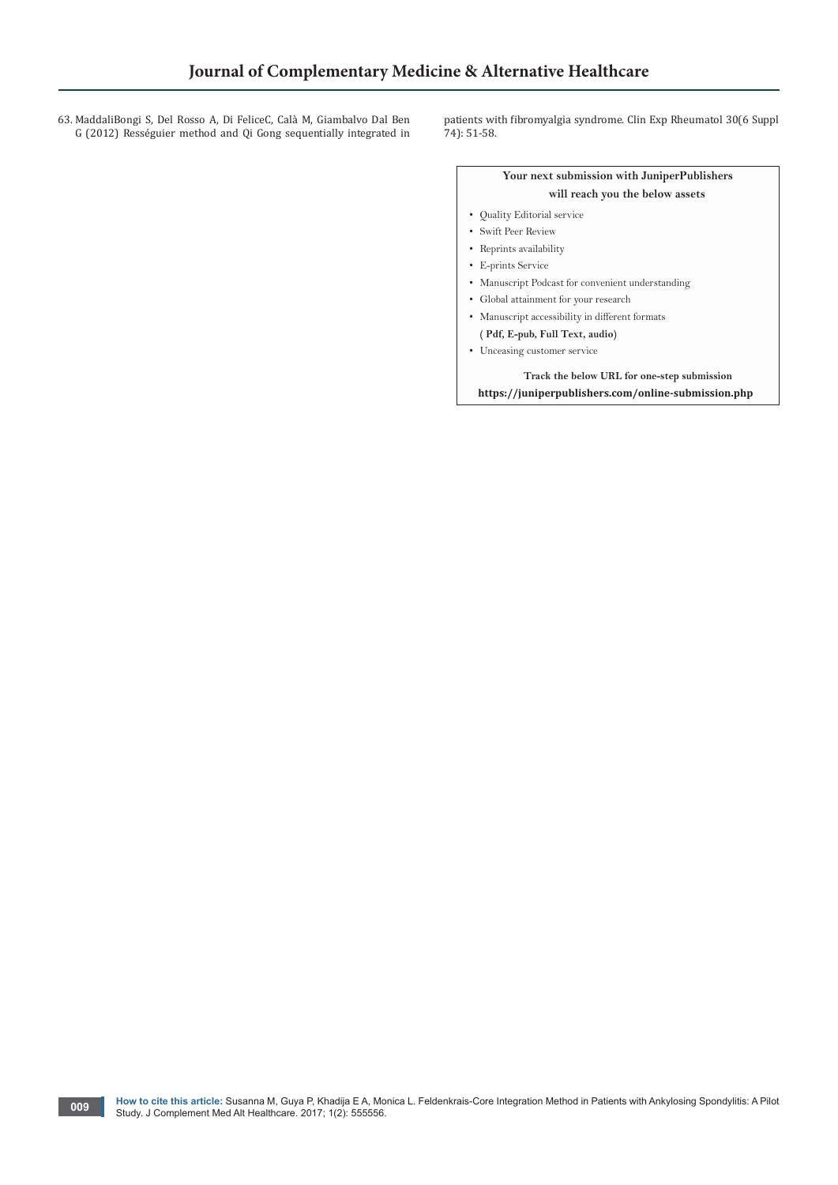63. MaddaliBongi S, Del Rosso A, Di FeliceC, Calà M, Giambalvo Dal Ben G (2012) Rességuier method and Qi Gong sequentially integrated in patients with fibromyalgia syndrome. Clin Exp Rheumatol 30(6 Suppl 74): 51-58.

**Your next submission with JuniperPublishers will reach you the below assets**

- Quality Editorial service
- Swift Peer Review
- Reprints availability
- E-prints Service
- Manuscript Podcast for convenient understanding
- Global attainment for your research
- Manuscript accessibility in different formats
  **( Pdf, E-pub, Full Text, audio)**
- Unceasing customer service

**Track the below URL for one-step submission**
**https://juniperpublishers.com/online-submission.php**

**How to cite this article:** Susanna M, Guya P, Khadija E A, Monica L. Feldenkrais-Core Integration Method in Patients with Ankylosing Spondylitis: A Pilot Study. J Complement Med Alt Healthcare. 2017; 1(2): 555556.